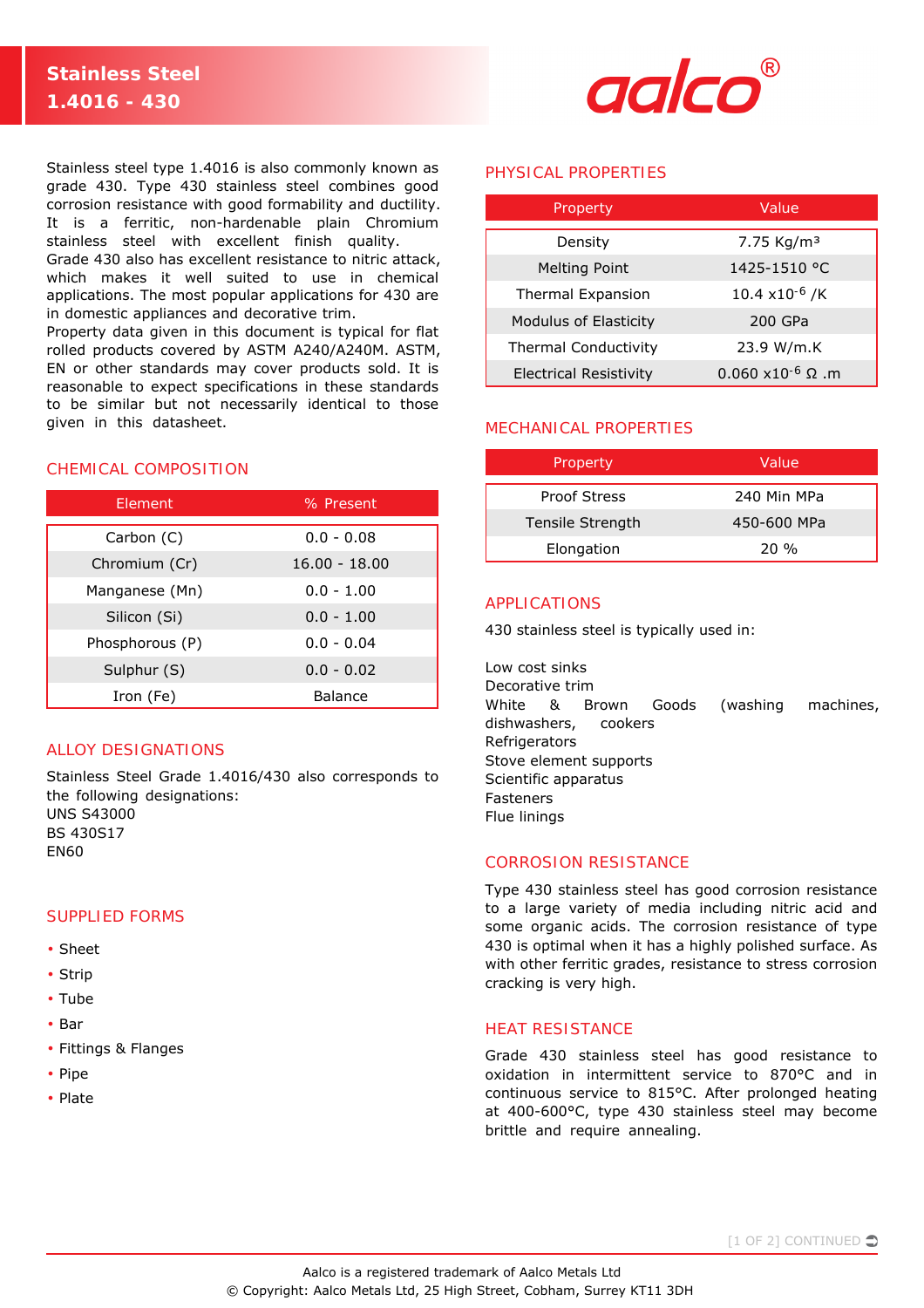# Stainless Steel 1.4016 - 430

Stainless steel type 1.4016 is also commonly known as grade 430. Type 430 stainless steel combines good corrosion resistance with good formability and ductility. It is a ferritic, non-hardenable plain Chromium stainless steel with excellent finish quality.
Grade 430 also has excellent resistance to nitric attack, which makes it well suited to use in chemical applications. The most popular applications for 430 are in domestic appliances and decorative trim.
Property data given in this document is typical for flat rolled products covered by ASTM A240/A240M. ASTM, EN or other standards may cover products sold. It is reasonable to expect specifications in these standards to be similar but not necessarily identical to those given in this datasheet.

## CHEMICAL COMPOSITION

| Element | % Present |
|---|---|
| Carbon (C) | 0.0 - 0.08 |
| Chromium (Cr) | 16.00 - 18.00 |
| Manganese (Mn) | 0.0 - 1.00 |
| Silicon (Si) | 0.0 - 1.00 |
| Phosphorous (P) | 0.0 - 0.04 |
| Sulphur (S) | 0.0 - 0.02 |
| Iron (Fe) | Balance |

## ALLOY DESIGNATIONS

Stainless Steel Grade 1.4016/430 also corresponds to the following designations:
UNS S43000
BS 430S17
EN60

## SUPPLIED FORMS

- Sheet
- Strip
- Tube
- Bar
- Fittings & Flanges
- Pipe
- Plate

## PHYSICAL PROPERTIES

| Property | Value |
|---|---|
| Density | 7.75 Kg/m³ |
| Melting Point | 1425-1510 °C |
| Thermal Expansion | 10.4 x$10^{-6}$ /K |
| Modulus of Elasticity | 200 GPa |
| Thermal Conductivity | 23.9 W/m.K |
| Electrical Resistivity | 0.060 x$10^{-6}$ Ω .m |

## MECHANICAL PROPERTIES

| Property | Value |
|---|---|
| Proof Stress | 240 Min MPa |
| Tensile Strength | 450-600 MPa |
| Elongation | 20 % |

## APPLICATIONS

430 stainless steel is typically used in:

Low cost sinks
Decorative trim
White & Brown Goods (washing machines, dishwashers, cookers
Refrigerators
Stove element supports
Scientific apparatus
Fasteners
Flue linings

## CORROSION RESISTANCE

Type 430 stainless steel has good corrosion resistance to a large variety of media including nitric acid and some organic acids. The corrosion resistance of type 430 is optimal when it has a highly polished surface. As with other ferritic grades, resistance to stress corrosion cracking is very high.

## HEAT RESISTANCE

Grade 430 stainless steel has good resistance to oxidation in intermittent service to 870°C and in continuous service to 815°C. After prolonged heating at 400-600°C, type 430 stainless steel may become brittle and require annealing.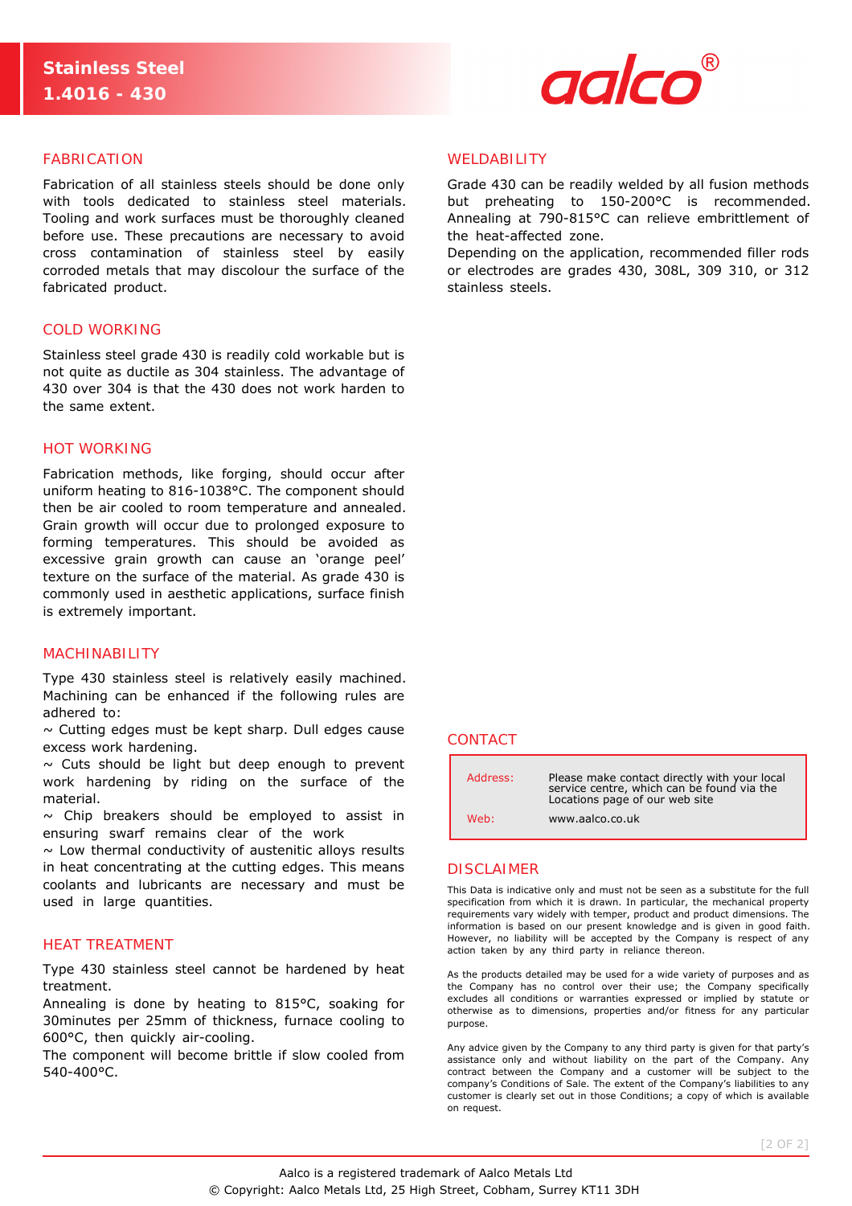# Stainless Steel 1.4016 - 430

## FABRICATION

Fabrication of all stainless steels should be done only with tools dedicated to stainless steel materials. Tooling and work surfaces must be thoroughly cleaned before use. These precautions are necessary to avoid cross contamination of stainless steel by easily corroded metals that may discolour the surface of the fabricated product.

## COLD WORKING

Stainless steel grade 430 is readily cold workable but is not quite as ductile as 304 stainless. The advantage of 430 over 304 is that the 430 does not work harden to the same extent.

## HOT WORKING

Fabrication methods, like forging, should occur after uniform heating to 816-1038°C. The component should then be air cooled to room temperature and annealed. Grain growth will occur due to prolonged exposure to forming temperatures. This should be avoided as excessive grain growth can cause an 'orange peel' texture on the surface of the material. As grade 430 is commonly used in aesthetic applications, surface finish is extremely important.

## MACHINABILITY

Type 430 stainless steel is relatively easily machined. Machining can be enhanced if the following rules are adhered to:

~ Cutting edges must be kept sharp. Dull edges cause excess work hardening.

~ Cuts should be light but deep enough to prevent work hardening by riding on the surface of the material.

~ Chip breakers should be employed to assist in ensuring swarf remains clear of the work

~ Low thermal conductivity of austenitic alloys results in heat concentrating at the cutting edges. This means coolants and lubricants are necessary and must be used in large quantities.

## HEAT TREATMENT

Type 430 stainless steel cannot be hardened by heat treatment.

Annealing is done by heating to 815°C, soaking for 30minutes per 25mm of thickness, furnace cooling to 600°C, then quickly air-cooling.

The component will become brittle if slow cooled from 540-400°C.

## WELDABILITY

Grade 430 can be readily welded by all fusion methods but preheating to 150-200°C is recommended. Annealing at 790-815°C can relieve embrittlement of the heat-affected zone.

Depending on the application, recommended filler rods or electrodes are grades 430, 308L, 309 310, or 312 stainless steels.

## CONTACT

| | |
|---|---|
| Address: | Please make contact directly with your local service centre, which can be found via the Locations page of our web site |
| Web: | www.aalco.co.uk |

## DISCLAIMER

This Data is indicative only and must not be seen as a substitute for the full specification from which it is drawn. In particular, the mechanical property requirements vary widely with temper, product and product dimensions. The information is based on our present knowledge and is given in good faith. However, no liability will be accepted by the Company is respect of any action taken by any third party in reliance thereon.

As the products detailed may be used for a wide variety of purposes and as the Company has no control over their use; the Company specifically excludes all conditions or warranties expressed or implied by statute or otherwise as to dimensions, properties and/or fitness for any particular purpose.

Any advice given by the Company to any third party is given for that party's assistance only and without liability on the part of the Company. Any contract between the Company and a customer will be subject to the company's Conditions of Sale. The extent of the Company's liabilities to any customer is clearly set out in those Conditions; a copy of which is available on request.

Aalco is a registered trademark of Aalco Metals Ltd

© Copyright: Aalco Metals Ltd, 25 High Street, Cobham, Surrey KT11 3DH